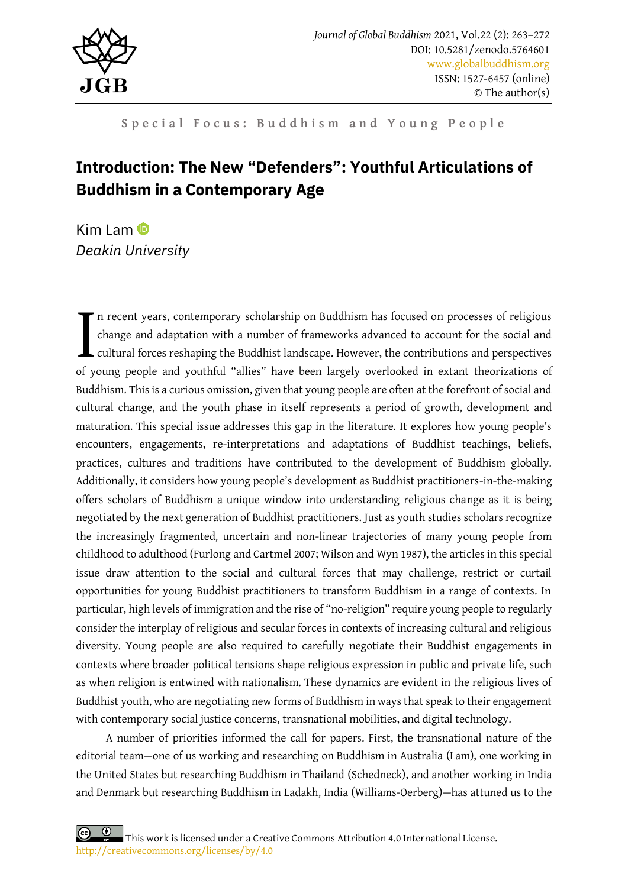Special Focus: Buddhism and Young People

# Introduction: The New "Defenders": Youthful Articulations of Buddhism in a Contemporary Age

Kim Lam
*Deakin University*

In recent years, contemporary scholarship on Buddhism has focused on processes of religious change and adaptation with a number of frameworks advanced to account for the social and cultural forces reshaping the Buddhist landscape. However, the contributions and perspectives of young people and youthful "allies" have been largely overlooked in extant theorizations of Buddhism. This is a curious omission, given that young people are often at the forefront of social and cultural change, and the youth phase in itself represents a period of growth, development and maturation. This special issue addresses this gap in the literature. It explores how young people's encounters, engagements, re-interpretations and adaptations of Buddhist teachings, beliefs, practices, cultures and traditions have contributed to the development of Buddhism globally. Additionally, it considers how young people's development as Buddhist practitioners-in-the-making offers scholars of Buddhism a unique window into understanding religious change as it is being negotiated by the next generation of Buddhist practitioners. Just as youth studies scholars recognize the increasingly fragmented, uncertain and non-linear trajectories of many young people from childhood to adulthood (Furlong and Cartmel 2007; Wilson and Wyn 1987), the articles in this special issue draw attention to the social and cultural forces that may challenge, restrict or curtail opportunities for young Buddhist practitioners to transform Buddhism in a range of contexts. In particular, high levels of immigration and the rise of "no-religion" require young people to regularly consider the interplay of religious and secular forces in contexts of increasing cultural and religious diversity. Young people are also required to carefully negotiate their Buddhist engagements in contexts where broader political tensions shape religious expression in public and private life, such as when religion is entwined with nationalism. These dynamics are evident in the religious lives of Buddhist youth, who are negotiating new forms of Buddhism in ways that speak to their engagement with contemporary social justice concerns, transnational mobilities, and digital technology.

A number of priorities informed the call for papers. First, the transnational nature of the editorial team—one of us working and researching on Buddhism in Australia (Lam), one working in the United States but researching Buddhism in Thailand (Schedneck), and another working in India and Denmark but researching Buddhism in Ladakh, India (Williams-Oerberg)—has attuned us to the

This work is licensed under a Creative Commons Attribution 4.0 International License.
http://creativecommons.org/licenses/by/4.0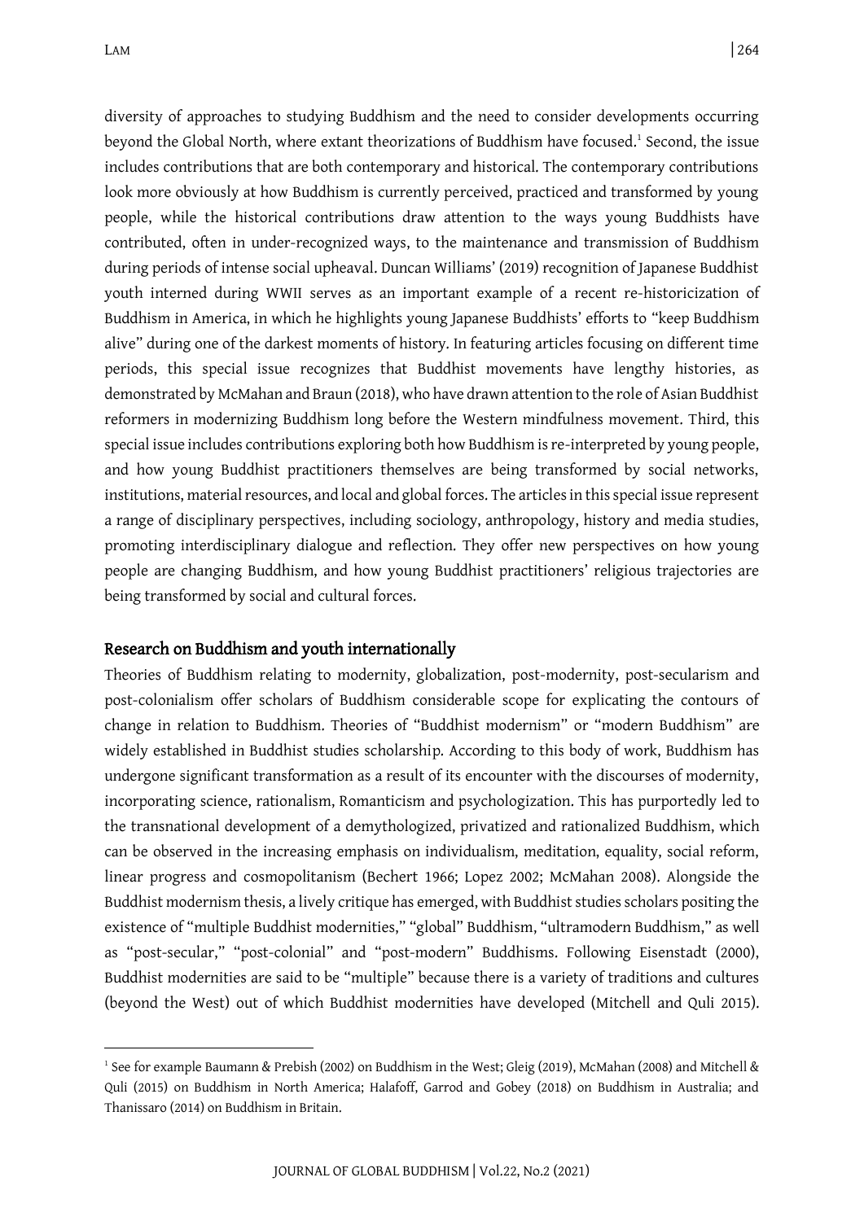diversity of approaches to studying Buddhism and the need to consider developments occurring beyond the Global North, where extant theorizations of Buddhism have focused.[1] Second, the issue includes contributions that are both contemporary and historical. The contemporary contributions look more obviously at how Buddhism is currently perceived, practiced and transformed by young people, while the historical contributions draw attention to the ways young Buddhists have contributed, often in under-recognized ways, to the maintenance and transmission of Buddhism during periods of intense social upheaval. Duncan Williams' (2019) recognition of Japanese Buddhist youth interned during WWII serves as an important example of a recent re-historicization of Buddhism in America, in which he highlights young Japanese Buddhists' efforts to "keep Buddhism alive" during one of the darkest moments of history. In featuring articles focusing on different time periods, this special issue recognizes that Buddhist movements have lengthy histories, as demonstrated by McMahan and Braun (2018), who have drawn attention to the role of Asian Buddhist reformers in modernizing Buddhism long before the Western mindfulness movement. Third, this special issue includes contributions exploring both how Buddhism is re-interpreted by young people, and how young Buddhist practitioners themselves are being transformed by social networks, institutions, material resources, and local and global forces. The articles in this special issue represent a range of disciplinary perspectives, including sociology, anthropology, history and media studies, promoting interdisciplinary dialogue and reflection. They offer new perspectives on how young people are changing Buddhism, and how young Buddhist practitioners' religious trajectories are being transformed by social and cultural forces.

## Research on Buddhism and youth internationally

Theories of Buddhism relating to modernity, globalization, post-modernity, post-secularism and post-colonialism offer scholars of Buddhism considerable scope for explicating the contours of change in relation to Buddhism. Theories of "Buddhist modernism" or "modern Buddhism" are widely established in Buddhist studies scholarship. According to this body of work, Buddhism has undergone significant transformation as a result of its encounter with the discourses of modernity, incorporating science, rationalism, Romanticism and psychologization. This has purportedly led to the transnational development of a demythologized, privatized and rationalized Buddhism, which can be observed in the increasing emphasis on individualism, meditation, equality, social reform, linear progress and cosmopolitanism (Bechert 1966; Lopez 2002; McMahan 2008). Alongside the Buddhist modernism thesis, a lively critique has emerged, with Buddhist studies scholars positing the existence of "multiple Buddhist modernities," "global" Buddhism, "ultramodern Buddhism," as well as "post-secular," "post-colonial" and "post-modern" Buddhisms. Following Eisenstadt (2000), Buddhist modernities are said to be "multiple" because there is a variety of traditions and cultures (beyond the West) out of which Buddhist modernities have developed (Mitchell and Quli 2015).

---

[1] See for example Baumann & Prebish (2002) on Buddhism in the West; Gleig (2019), McMahan (2008) and Mitchell & Quli (2015) on Buddhism in North America; Halafoff, Garrod and Gobey (2018) on Buddhism in Australia; and Thanissaro (2014) on Buddhism in Britain.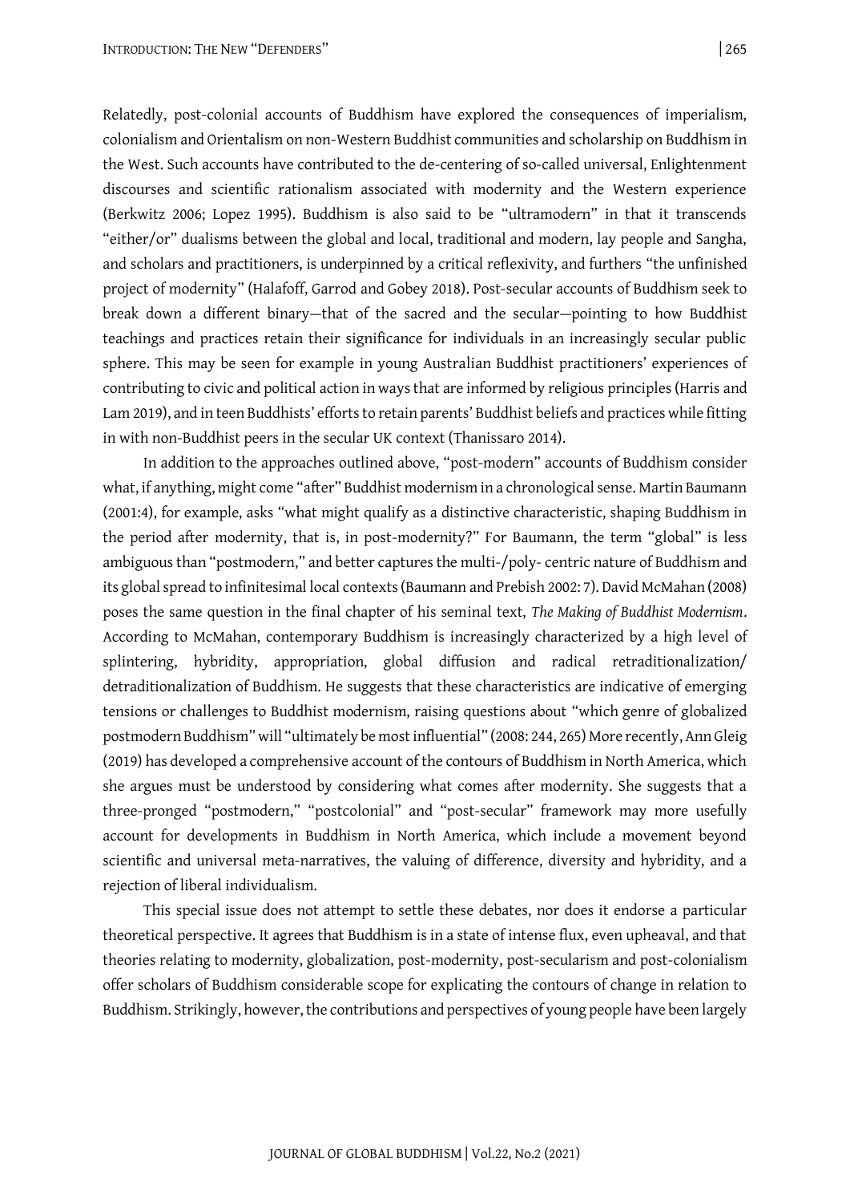Relatedly, post-colonial accounts of Buddhism have explored the consequences of imperialism, colonialism and Orientalism on non-Western Buddhist communities and scholarship on Buddhism in the West. Such accounts have contributed to the de-centering of so-called universal, Enlightenment discourses and scientific rationalism associated with modernity and the Western experience (Berkwitz 2006; Lopez 1995). Buddhism is also said to be "ultramodern" in that it transcends "either/or" dualisms between the global and local, traditional and modern, lay people and Sangha, and scholars and practitioners, is underpinned by a critical reflexivity, and furthers "the unfinished project of modernity" (Halafoff, Garrod and Gobey 2018). Post-secular accounts of Buddhism seek to break down a different binary—that of the sacred and the secular—pointing to how Buddhist teachings and practices retain their significance for individuals in an increasingly secular public sphere. This may be seen for example in young Australian Buddhist practitioners' experiences of contributing to civic and political action in ways that are informed by religious principles (Harris and Lam 2019), and in teen Buddhists' efforts to retain parents' Buddhist beliefs and practices while fitting in with non-Buddhist peers in the secular UK context (Thanissaro 2014).

In addition to the approaches outlined above, "post-modern" accounts of Buddhism consider what, if anything, might come "after" Buddhist modernism in a chronological sense. Martin Baumann (2001:4), for example, asks "what might qualify as a distinctive characteristic, shaping Buddhism in the period after modernity, that is, in post-modernity?" For Baumann, the term "global" is less ambiguous than "postmodern," and better captures the multi-/poly- centric nature of Buddhism and its global spread to infinitesimal local contexts (Baumann and Prebish 2002: 7). David McMahan (2008) poses the same question in the final chapter of his seminal text, *The Making of Buddhist Modernism*. According to McMahan, contemporary Buddhism is increasingly characterized by a high level of splintering, hybridity, appropriation, global diffusion and radical retraditionalization/ detraditionalization of Buddhism. He suggests that these characteristics are indicative of emerging tensions or challenges to Buddhist modernism, raising questions about "which genre of globalized postmodern Buddhism" will "ultimately be most influential" (2008: 244, 265) More recently, Ann Gleig (2019) has developed a comprehensive account of the contours of Buddhism in North America, which she argues must be understood by considering what comes after modernity. She suggests that a three-pronged "postmodern," "postcolonial" and "post-secular" framework may more usefully account for developments in Buddhism in North America, which include a movement beyond scientific and universal meta-narratives, the valuing of difference, diversity and hybridity, and a rejection of liberal individualism.

This special issue does not attempt to settle these debates, nor does it endorse a particular theoretical perspective. It agrees that Buddhism is in a state of intense flux, even upheaval, and that theories relating to modernity, globalization, post-modernity, post-secularism and post-colonialism offer scholars of Buddhism considerable scope for explicating the contours of change in relation to Buddhism. Strikingly, however, the contributions and perspectives of young people have been largely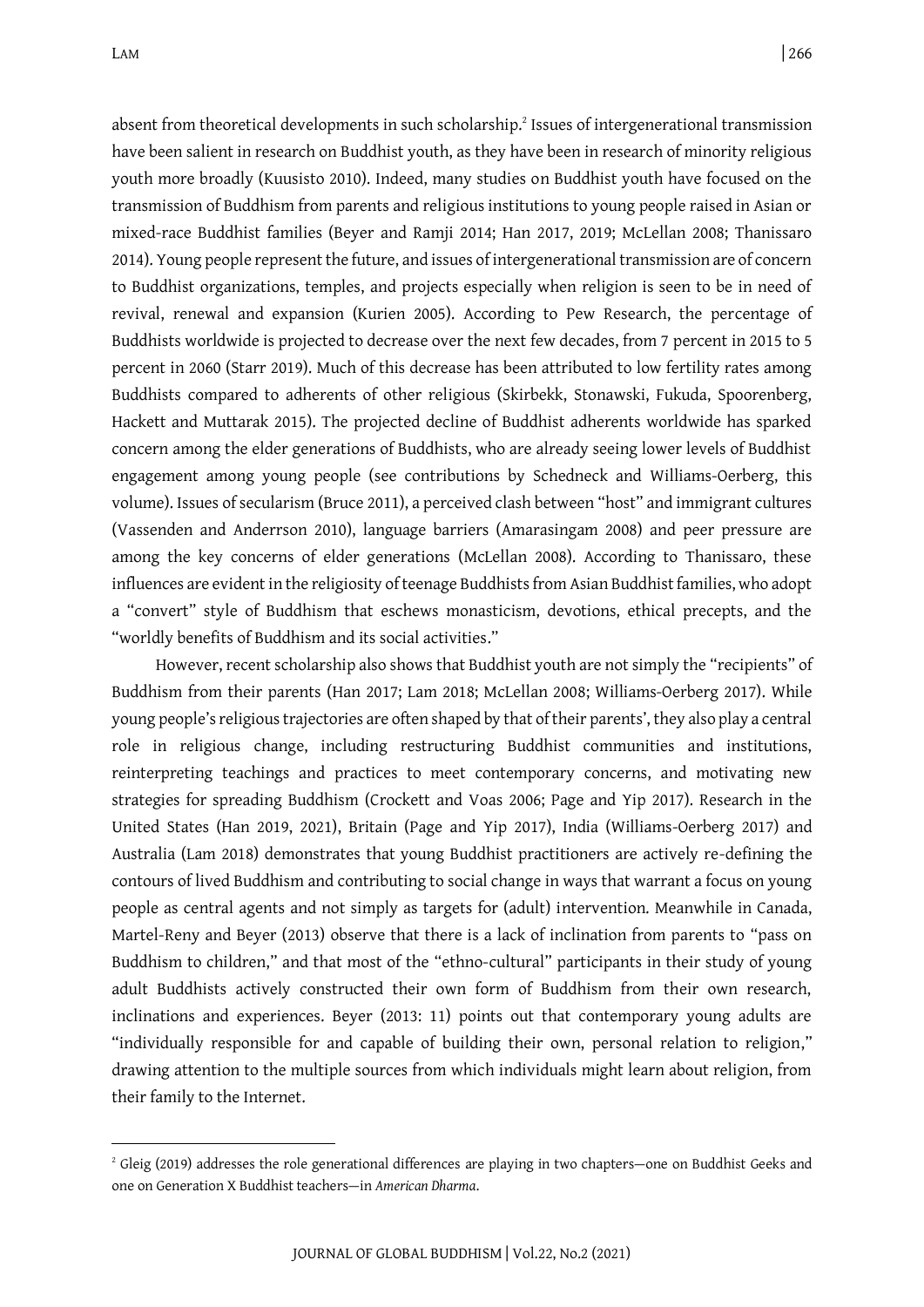absent from theoretical developments in such scholarship.[2] Issues of intergenerational transmission have been salient in research on Buddhist youth, as they have been in research of minority religious youth more broadly (Kuusisto 2010). Indeed, many studies on Buddhist youth have focused on the transmission of Buddhism from parents and religious institutions to young people raised in Asian or mixed-race Buddhist families (Beyer and Ramji 2014; Han 2017, 2019; McLellan 2008; Thanissaro 2014). Young people represent the future, and issues of intergenerational transmission are of concern to Buddhist organizations, temples, and projects especially when religion is seen to be in need of revival, renewal and expansion (Kurien 2005). According to Pew Research, the percentage of Buddhists worldwide is projected to decrease over the next few decades, from 7 percent in 2015 to 5 percent in 2060 (Starr 2019). Much of this decrease has been attributed to low fertility rates among Buddhists compared to adherents of other religious (Skirbekk, Stonawski, Fukuda, Spoorenberg, Hackett and Muttarak 2015). The projected decline of Buddhist adherents worldwide has sparked concern among the elder generations of Buddhists, who are already seeing lower levels of Buddhist engagement among young people (see contributions by Schedneck and Williams-Oerberg, this volume). Issues of secularism (Bruce 2011), a perceived clash between "host" and immigrant cultures (Vassenden and Anderrson 2010), language barriers (Amarasingam 2008) and peer pressure are among the key concerns of elder generations (McLellan 2008). According to Thanissaro, these influences are evident in the religiosity of teenage Buddhists from Asian Buddhist families, who adopt a "convert" style of Buddhism that eschews monasticism, devotions, ethical precepts, and the "worldly benefits of Buddhism and its social activities."

However, recent scholarship also shows that Buddhist youth are not simply the "recipients" of Buddhism from their parents (Han 2017; Lam 2018; McLellan 2008; Williams-Oerberg 2017). While young people's religious trajectories are often shaped by that of their parents', they also play a central role in religious change, including restructuring Buddhist communities and institutions, reinterpreting teachings and practices to meet contemporary concerns, and motivating new strategies for spreading Buddhism (Crockett and Voas 2006; Page and Yip 2017). Research in the United States (Han 2019, 2021), Britain (Page and Yip 2017), India (Williams-Oerberg 2017) and Australia (Lam 2018) demonstrates that young Buddhist practitioners are actively re-defining the contours of lived Buddhism and contributing to social change in ways that warrant a focus on young people as central agents and not simply as targets for (adult) intervention. Meanwhile in Canada, Martel-Reny and Beyer (2013) observe that there is a lack of inclination from parents to "pass on Buddhism to children," and that most of the "ethno-cultural" participants in their study of young adult Buddhists actively constructed their own form of Buddhism from their own research, inclinations and experiences. Beyer (2013: 11) points out that contemporary young adults are "individually responsible for and capable of building their own, personal relation to religion," drawing attention to the multiple sources from which individuals might learn about religion, from their family to the Internet.

[2] Gleig (2019) addresses the role generational differences are playing in two chapters—one on Buddhist Geeks and one on Generation X Buddhist teachers—in *American Dharma*.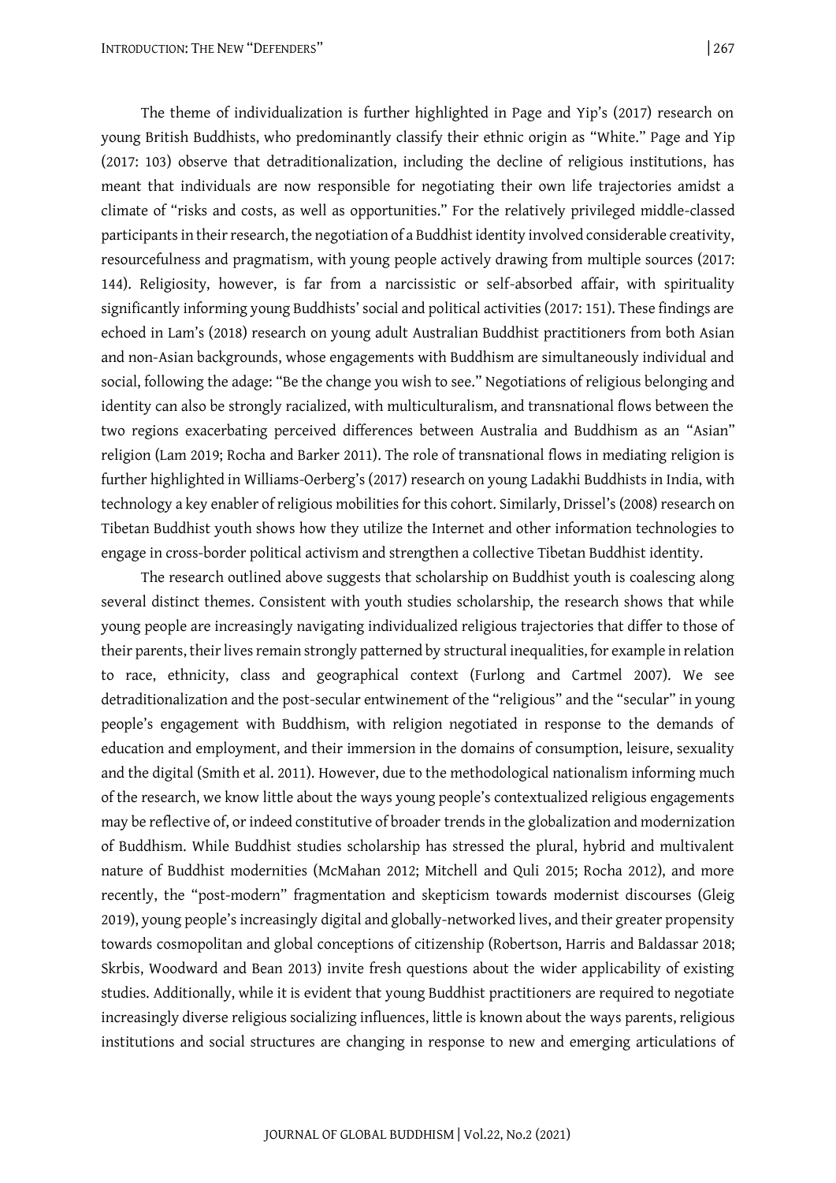The theme of individualization is further highlighted in Page and Yip's (2017) research on young British Buddhists, who predominantly classify their ethnic origin as "White." Page and Yip (2017: 103) observe that detraditionalization, including the decline of religious institutions, has meant that individuals are now responsible for negotiating their own life trajectories amidst a climate of "risks and costs, as well as opportunities." For the relatively privileged middle-classed participants in their research, the negotiation of a Buddhist identity involved considerable creativity, resourcefulness and pragmatism, with young people actively drawing from multiple sources (2017: 144). Religiosity, however, is far from a narcissistic or self-absorbed affair, with spirituality significantly informing young Buddhists' social and political activities (2017: 151). These findings are echoed in Lam's (2018) research on young adult Australian Buddhist practitioners from both Asian and non-Asian backgrounds, whose engagements with Buddhism are simultaneously individual and social, following the adage: "Be the change you wish to see." Negotiations of religious belonging and identity can also be strongly racialized, with multiculturalism, and transnational flows between the two regions exacerbating perceived differences between Australia and Buddhism as an "Asian" religion (Lam 2019; Rocha and Barker 2011). The role of transnational flows in mediating religion is further highlighted in Williams-Oerberg's (2017) research on young Ladakhi Buddhists in India, with technology a key enabler of religious mobilities for this cohort. Similarly, Drissel's (2008) research on Tibetan Buddhist youth shows how they utilize the Internet and other information technologies to engage in cross-border political activism and strengthen a collective Tibetan Buddhist identity.

The research outlined above suggests that scholarship on Buddhist youth is coalescing along several distinct themes. Consistent with youth studies scholarship, the research shows that while young people are increasingly navigating individualized religious trajectories that differ to those of their parents, their lives remain strongly patterned by structural inequalities, for example in relation to race, ethnicity, class and geographical context (Furlong and Cartmel 2007). We see detraditionalization and the post-secular entwinement of the "religious" and the "secular" in young people's engagement with Buddhism, with religion negotiated in response to the demands of education and employment, and their immersion in the domains of consumption, leisure, sexuality and the digital (Smith et al. 2011). However, due to the methodological nationalism informing much of the research, we know little about the ways young people's contextualized religious engagements may be reflective of, or indeed constitutive of broader trends in the globalization and modernization of Buddhism. While Buddhist studies scholarship has stressed the plural, hybrid and multivalent nature of Buddhist modernities (McMahan 2012; Mitchell and Quli 2015; Rocha 2012), and more recently, the "post-modern" fragmentation and skepticism towards modernist discourses (Gleig 2019), young people's increasingly digital and globally-networked lives, and their greater propensity towards cosmopolitan and global conceptions of citizenship (Robertson, Harris and Baldassar 2018; Skrbis, Woodward and Bean 2013) invite fresh questions about the wider applicability of existing studies. Additionally, while it is evident that young Buddhist practitioners are required to negotiate increasingly diverse religious socializing influences, little is known about the ways parents, religious institutions and social structures are changing in response to new and emerging articulations of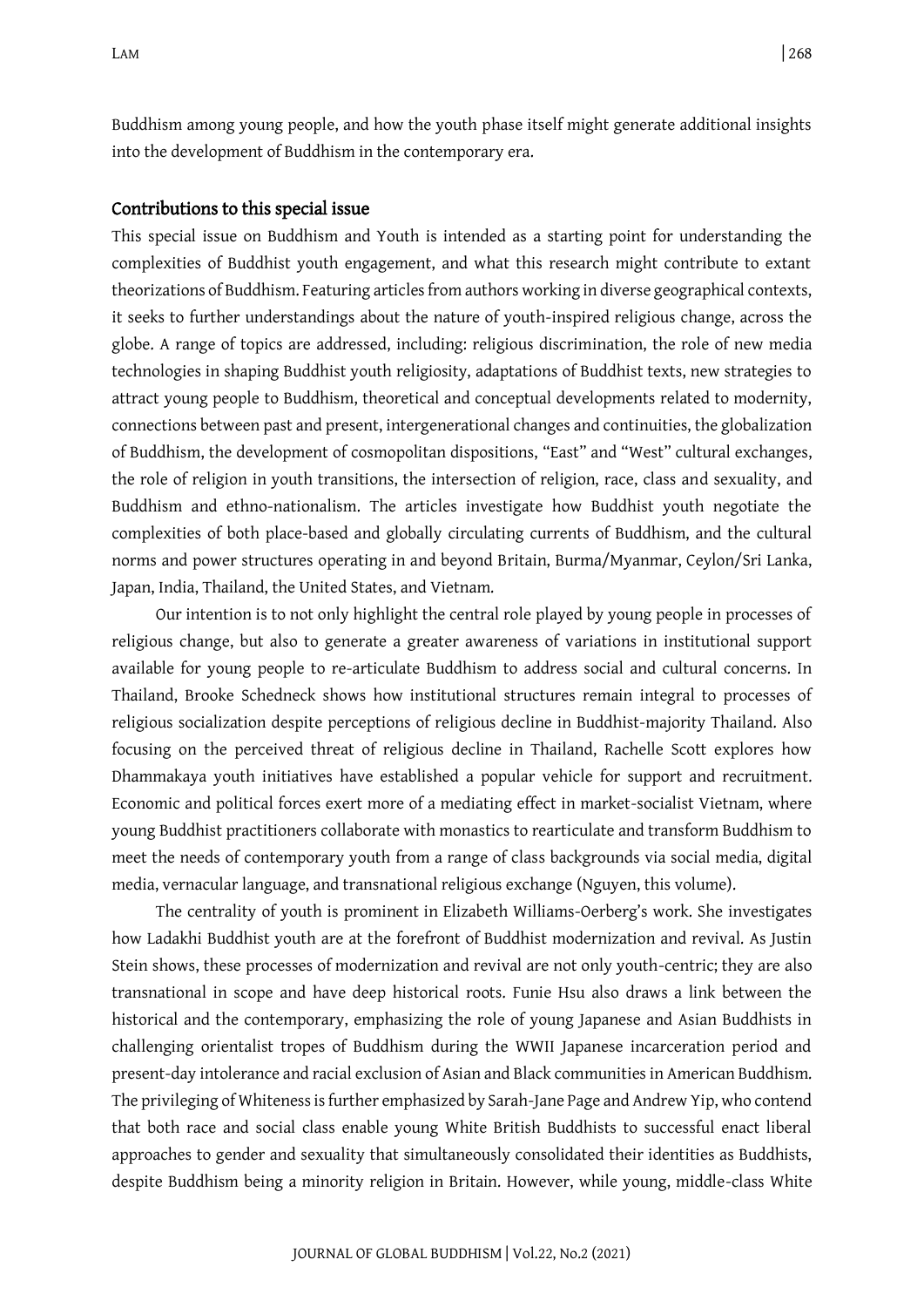Buddhism among young people, and how the youth phase itself might generate additional insights into the development of Buddhism in the contemporary era.

## Contributions to this special issue

This special issue on Buddhism and Youth is intended as a starting point for understanding the complexities of Buddhist youth engagement, and what this research might contribute to extant theorizations of Buddhism. Featuring articles from authors working in diverse geographical contexts, it seeks to further understandings about the nature of youth-inspired religious change, across the globe. A range of topics are addressed, including: religious discrimination, the role of new media technologies in shaping Buddhist youth religiosity, adaptations of Buddhist texts, new strategies to attract young people to Buddhism, theoretical and conceptual developments related to modernity, connections between past and present, intergenerational changes and continuities, the globalization of Buddhism, the development of cosmopolitan dispositions, "East" and "West" cultural exchanges, the role of religion in youth transitions, the intersection of religion, race, class and sexuality, and Buddhism and ethno-nationalism. The articles investigate how Buddhist youth negotiate the complexities of both place-based and globally circulating currents of Buddhism, and the cultural norms and power structures operating in and beyond Britain, Burma/Myanmar, Ceylon/Sri Lanka, Japan, India, Thailand, the United States, and Vietnam.

Our intention is to not only highlight the central role played by young people in processes of religious change, but also to generate a greater awareness of variations in institutional support available for young people to re-articulate Buddhism to address social and cultural concerns. In Thailand, Brooke Schedneck shows how institutional structures remain integral to processes of religious socialization despite perceptions of religious decline in Buddhist-majority Thailand. Also focusing on the perceived threat of religious decline in Thailand, Rachelle Scott explores how Dhammakaya youth initiatives have established a popular vehicle for support and recruitment. Economic and political forces exert more of a mediating effect in market-socialist Vietnam, where young Buddhist practitioners collaborate with monastics to rearticulate and transform Buddhism to meet the needs of contemporary youth from a range of class backgrounds via social media, digital media, vernacular language, and transnational religious exchange (Nguyen, this volume).

The centrality of youth is prominent in Elizabeth Williams-Oerberg's work. She investigates how Ladakhi Buddhist youth are at the forefront of Buddhist modernization and revival. As Justin Stein shows, these processes of modernization and revival are not only youth-centric; they are also transnational in scope and have deep historical roots. Funie Hsu also draws a link between the historical and the contemporary, emphasizing the role of young Japanese and Asian Buddhists in challenging orientalist tropes of Buddhism during the WWII Japanese incarceration period and present-day intolerance and racial exclusion of Asian and Black communities in American Buddhism. The privileging of Whiteness is further emphasized by Sarah-Jane Page and Andrew Yip, who contend that both race and social class enable young White British Buddhists to successful enact liberal approaches to gender and sexuality that simultaneously consolidated their identities as Buddhists, despite Buddhism being a minority religion in Britain. However, while young, middle-class White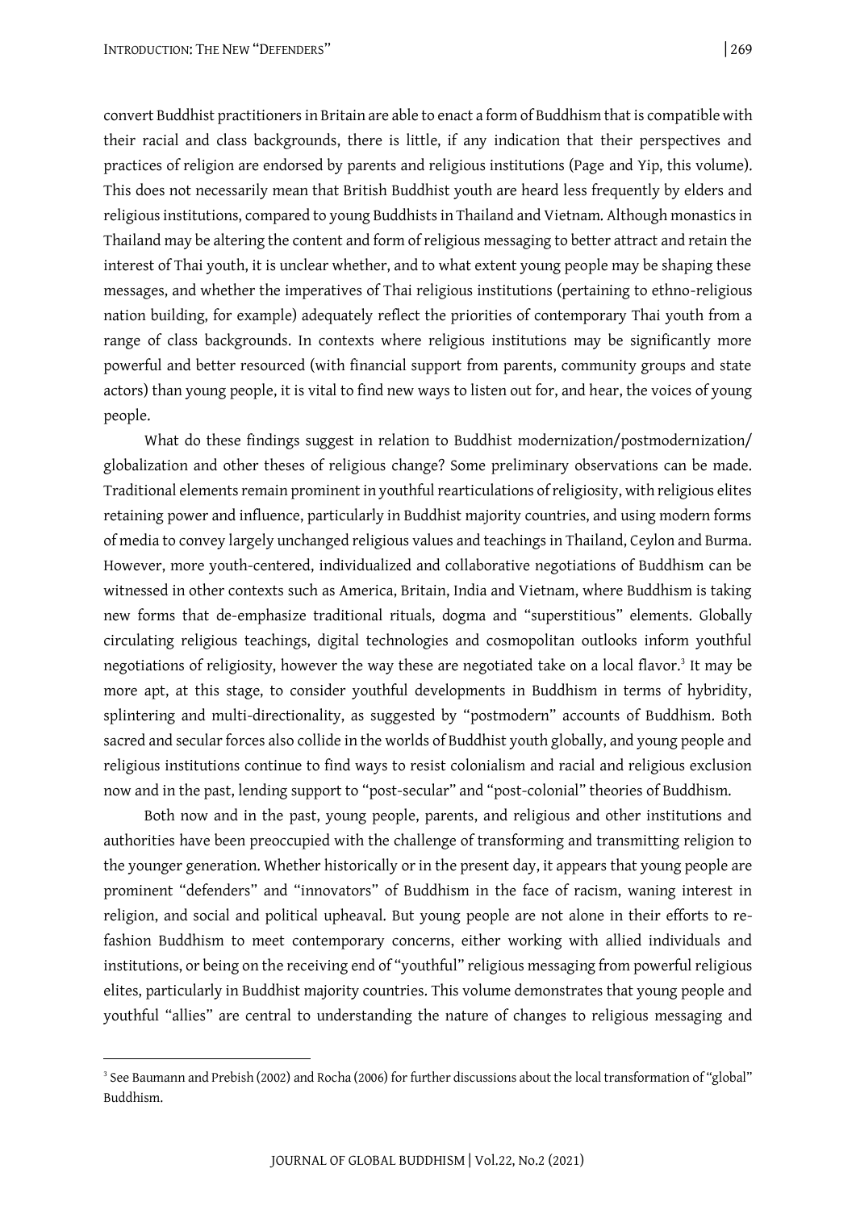convert Buddhist practitioners in Britain are able to enact a form of Buddhism that is compatible with their racial and class backgrounds, there is little, if any indication that their perspectives and practices of religion are endorsed by parents and religious institutions (Page and Yip, this volume). This does not necessarily mean that British Buddhist youth are heard less frequently by elders and religious institutions, compared to young Buddhists in Thailand and Vietnam. Although monastics in Thailand may be altering the content and form of religious messaging to better attract and retain the interest of Thai youth, it is unclear whether, and to what extent young people may be shaping these messages, and whether the imperatives of Thai religious institutions (pertaining to ethno-religious nation building, for example) adequately reflect the priorities of contemporary Thai youth from a range of class backgrounds. In contexts where religious institutions may be significantly more powerful and better resourced (with financial support from parents, community groups and state actors) than young people, it is vital to find new ways to listen out for, and hear, the voices of young people.

What do these findings suggest in relation to Buddhist modernization/postmodernization/ globalization and other theses of religious change? Some preliminary observations can be made. Traditional elements remain prominent in youthful rearticulations of religiosity, with religious elites retaining power and influence, particularly in Buddhist majority countries, and using modern forms of media to convey largely unchanged religious values and teachings in Thailand, Ceylon and Burma. However, more youth-centered, individualized and collaborative negotiations of Buddhism can be witnessed in other contexts such as America, Britain, India and Vietnam, where Buddhism is taking new forms that de-emphasize traditional rituals, dogma and "superstitious" elements. Globally circulating religious teachings, digital technologies and cosmopolitan outlooks inform youthful negotiations of religiosity, however the way these are negotiated take on a local flavor.[3] It may be more apt, at this stage, to consider youthful developments in Buddhism in terms of hybridity, splintering and multi-directionality, as suggested by "postmodern" accounts of Buddhism. Both sacred and secular forces also collide in the worlds of Buddhist youth globally, and young people and religious institutions continue to find ways to resist colonialism and racial and religious exclusion now and in the past, lending support to "post-secular" and "post-colonial" theories of Buddhism.

Both now and in the past, young people, parents, and religious and other institutions and authorities have been preoccupied with the challenge of transforming and transmitting religion to the younger generation. Whether historically or in the present day, it appears that young people are prominent "defenders" and "innovators" of Buddhism in the face of racism, waning interest in religion, and social and political upheaval. But young people are not alone in their efforts to re-fashion Buddhism to meet contemporary concerns, either working with allied individuals and institutions, or being on the receiving end of "youthful" religious messaging from powerful religious elites, particularly in Buddhist majority countries. This volume demonstrates that young people and youthful "allies" are central to understanding the nature of changes to religious messaging and

[3] See Baumann and Prebish (2002) and Rocha (2006) for further discussions about the local transformation of "global" Buddhism.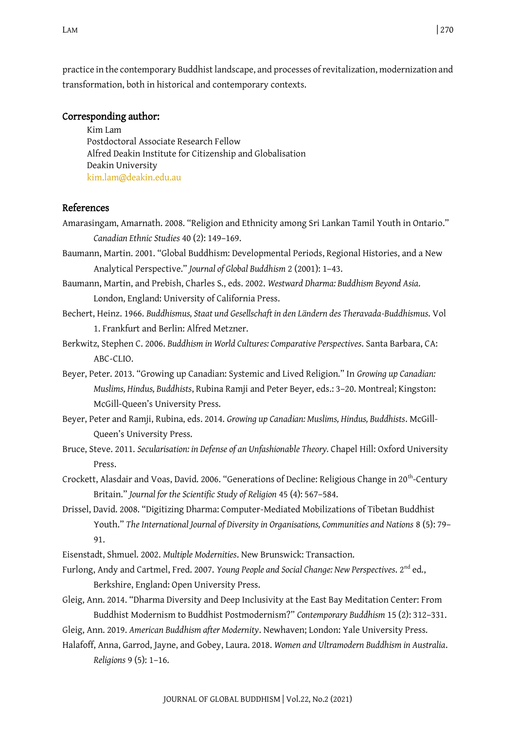practice in the contemporary Buddhist landscape, and processes of revitalization, modernization and transformation, both in historical and contemporary contexts.

## Corresponding author:

Kim Lam
Postdoctoral Associate Research Fellow
Alfred Deakin Institute for Citizenship and Globalisation
Deakin University
kim.lam@deakin.edu.au

## References

Amarasingam, Amarnath. 2008. "Religion and Ethnicity among Sri Lankan Tamil Youth in Ontario." *Canadian Ethnic Studies* 40 (2): 149–169.

Baumann, Martin. 2001. "Global Buddhism: Developmental Periods, Regional Histories, and a New Analytical Perspective." *Journal of Global Buddhism* 2 (2001): 1–43.

Baumann, Martin, and Prebish, Charles S., eds. 2002. *Westward Dharma: Buddhism Beyond Asia.* London, England: University of California Press.

Bechert, Heinz. 1966. *Buddhismus, Staat und Gesellschaft in den Ländern des Theravada-Buddhismus.* Vol 1. Frankfurt and Berlin: Alfred Metzner.

Berkwitz, Stephen C. 2006. *Buddhism in World Cultures: Comparative Perspectives.* Santa Barbara, CA: ABC-CLIO.

Beyer, Peter. 2013. "Growing up Canadian: Systemic and Lived Religion." In *Growing up Canadian: Muslims, Hindus, Buddhists*, Rubina Ramji and Peter Beyer, eds.: 3–20. Montreal; Kingston: McGill-Queen's University Press.

Beyer, Peter and Ramji, Rubina, eds. 2014. *Growing up Canadian: Muslims, Hindus, Buddhists*. McGill-Queen's University Press.

Bruce, Steve. 2011. *Secularisation: in Defense of an Unfashionable Theory.* Chapel Hill: Oxford University Press.

Crockett, Alasdair and Voas, David. 2006. "Generations of Decline: Religious Change in 20th-Century Britain." *Journal for the Scientific Study of Religion* 45 (4): 567–584.

Drissel, David. 2008. "Digitizing Dharma: Computer-Mediated Mobilizations of Tibetan Buddhist Youth." *The International Journal of Diversity in Organisations, Communities and Nations* 8 (5): 79–91.

Eisenstadt, Shmuel. 2002. *Multiple Modernities*. New Brunswick: Transaction.

Furlong, Andy and Cartmel, Fred. 2007. *Young People and Social Change: New Perspectives.* 2nd ed., Berkshire, England: Open University Press.

Gleig, Ann. 2014. "Dharma Diversity and Deep Inclusivity at the East Bay Meditation Center: From Buddhist Modernism to Buddhist Postmodernism?" *Contemporary Buddhism* 15 (2): 312–331.

Gleig, Ann. 2019. *American Buddhism after Modernity*. Newhaven; London: Yale University Press.

Halafoff, Anna, Garrod, Jayne, and Gobey, Laura. 2018. *Women and Ultramodern Buddhism in Australia*. *Religions* 9 (5): 1–16.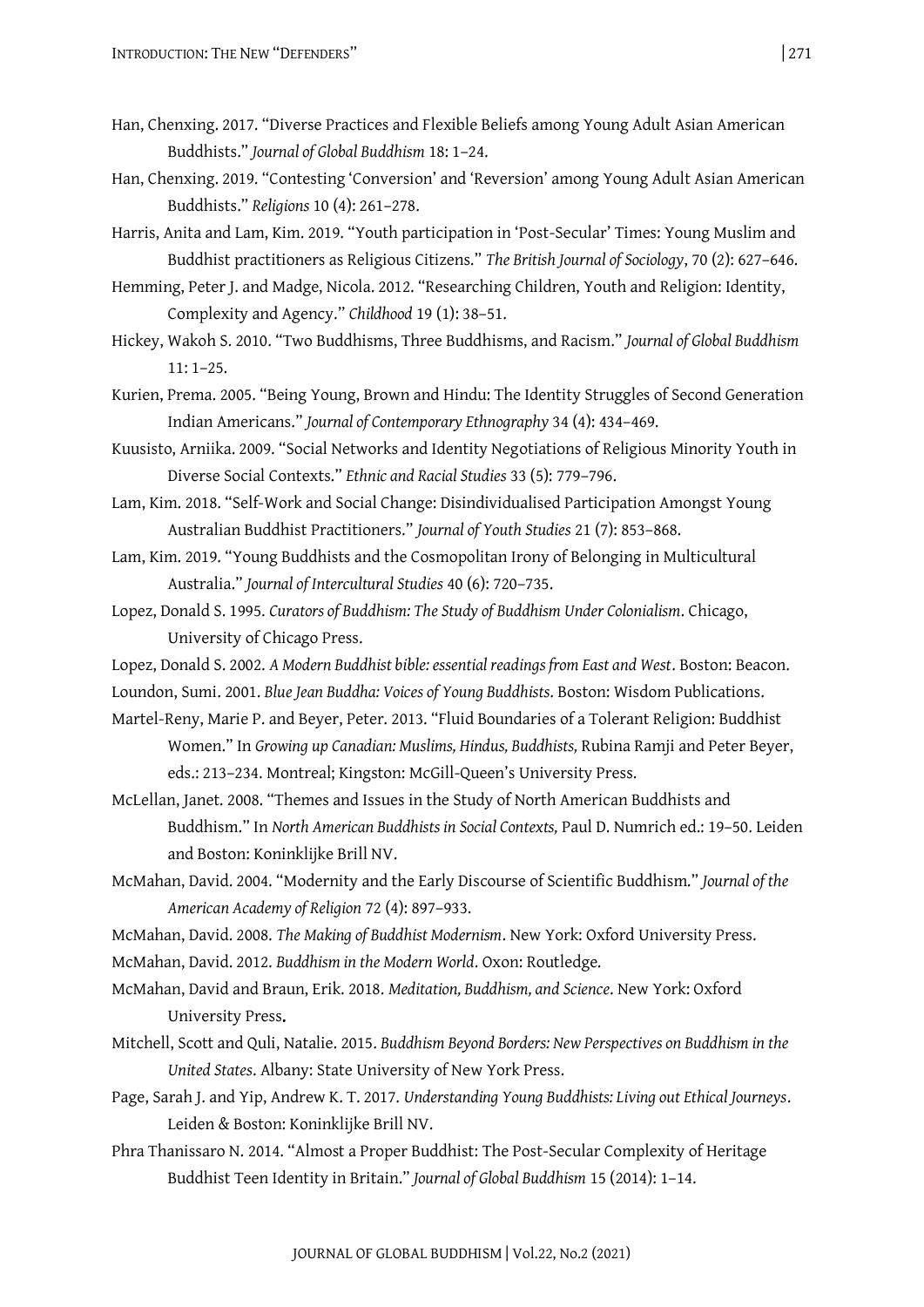Han, Chenxing. 2017. "Diverse Practices and Flexible Beliefs among Young Adult Asian American Buddhists." *Journal of Global Buddhism* 18: 1–24.

Han, Chenxing. 2019. "Contesting 'Conversion' and 'Reversion' among Young Adult Asian American Buddhists." *Religions* 10 (4): 261–278.

Harris, Anita and Lam, Kim. 2019. "Youth participation in 'Post-Secular' Times: Young Muslim and Buddhist practitioners as Religious Citizens." *The British Journal of Sociology*, 70 (2): 627–646.

Hemming, Peter J. and Madge, Nicola. 2012. "Researching Children, Youth and Religion: Identity, Complexity and Agency." *Childhood* 19 (1): 38–51.

Hickey, Wakoh S. 2010. "Two Buddhisms, Three Buddhisms, and Racism." *Journal of Global Buddhism* 11: 1–25.

Kurien, Prema. 2005. "Being Young, Brown and Hindu: The Identity Struggles of Second Generation Indian Americans." *Journal of Contemporary Ethnography* 34 (4): 434–469.

Kuusisto, Arniika. 2009. "Social Networks and Identity Negotiations of Religious Minority Youth in Diverse Social Contexts." *Ethnic and Racial Studies* 33 (5): 779–796.

Lam, Kim. 2018. "Self-Work and Social Change: Disindividualised Participation Amongst Young Australian Buddhist Practitioners." *Journal of Youth Studies* 21 (7): 853–868.

Lam, Kim. 2019. "Young Buddhists and the Cosmopolitan Irony of Belonging in Multicultural Australia." *Journal of Intercultural Studies* 40 (6): 720–735.

Lopez, Donald S. 1995. *Curators of Buddhism: The Study of Buddhism Under Colonialism*. Chicago, University of Chicago Press.

Lopez, Donald S. 2002. *A Modern Buddhist bible: essential readings from East and West*. Boston: Beacon.

Loundon, Sumi. 2001. *Blue Jean Buddha: Voices of Young Buddhists*. Boston: Wisdom Publications.

Martel-Reny, Marie P. and Beyer, Peter. 2013. "Fluid Boundaries of a Tolerant Religion: Buddhist Women." In *Growing up Canadian: Muslims, Hindus, Buddhists,* Rubina Ramji and Peter Beyer, eds.: 213–234. Montreal; Kingston: McGill-Queen's University Press.

McLellan, Janet. 2008. "Themes and Issues in the Study of North American Buddhists and Buddhism." In *North American Buddhists in Social Contexts,* Paul D. Numrich ed.: 19–50. Leiden and Boston: Koninklijke Brill NV.

McMahan, David. 2004. "Modernity and the Early Discourse of Scientific Buddhism." *Journal of the American Academy of Religion* 72 (4): 897–933.

McMahan, David. 2008. *The Making of Buddhist Modernism*. New York: Oxford University Press.

McMahan, David. 2012. *Buddhism in the Modern World*. Oxon: Routledge.

McMahan, David and Braun, Erik. 2018. *Meditation, Buddhism, and Science*. New York: Oxford University Press.

Mitchell, Scott and Quli, Natalie. 2015. *Buddhism Beyond Borders: New Perspectives on Buddhism in the United States*. Albany: State University of New York Press.

Page, Sarah J. and Yip, Andrew K. T. 2017. *Understanding Young Buddhists: Living out Ethical Journeys*. Leiden & Boston: Koninklijke Brill NV.

Phra Thanissaro N. 2014. "Almost a Proper Buddhist: The Post-Secular Complexity of Heritage Buddhist Teen Identity in Britain." *Journal of Global Buddhism* 15 (2014): 1–14.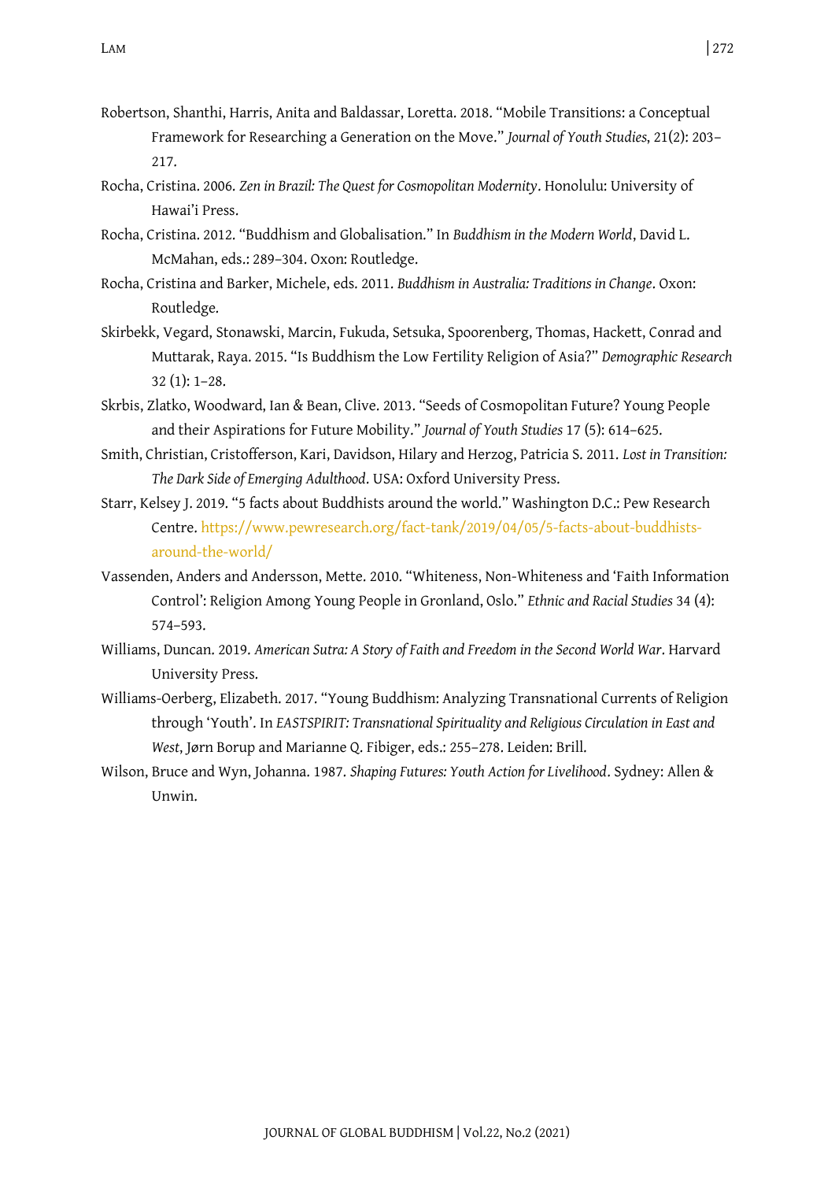Robertson, Shanthi, Harris, Anita and Baldassar, Loretta. 2018. "Mobile Transitions: a Conceptual Framework for Researching a Generation on the Move." *Journal of Youth Studies*, 21(2): 203–217.

Rocha, Cristina. 2006. *Zen in Brazil: The Quest for Cosmopolitan Modernity*. Honolulu: University of Hawai'i Press.

Rocha, Cristina. 2012. "Buddhism and Globalisation." In *Buddhism in the Modern World*, David L. McMahan, eds.: 289–304. Oxon: Routledge.

Rocha, Cristina and Barker, Michele, eds. 2011. *Buddhism in Australia: Traditions in Change*. Oxon: Routledge.

Skirbekk, Vegard, Stonawski, Marcin, Fukuda, Setsuka, Spoorenberg, Thomas, Hackett, Conrad and Muttarak, Raya. 2015. "Is Buddhism the Low Fertility Religion of Asia?" *Demographic Research* 32 (1): 1–28.

Skrbis, Zlatko, Woodward, Ian & Bean, Clive. 2013. "Seeds of Cosmopolitan Future? Young People and their Aspirations for Future Mobility." *Journal of Youth Studies* 17 (5): 614–625.

Smith, Christian, Cristofferson, Kari, Davidson, Hilary and Herzog, Patricia S. 2011. *Lost in Transition: The Dark Side of Emerging Adulthood*. USA: Oxford University Press.

Starr, Kelsey J. 2019. "5 facts about Buddhists around the world." Washington D.C.: Pew Research Centre. https://www.pewresearch.org/fact-tank/2019/04/05/5-facts-about-buddhists-around-the-world/

Vassenden, Anders and Andersson, Mette. 2010. "Whiteness, Non-Whiteness and 'Faith Information Control': Religion Among Young People in Gronland, Oslo." *Ethnic and Racial Studies* 34 (4): 574–593.

Williams, Duncan. 2019. *American Sutra: A Story of Faith and Freedom in the Second World War*. Harvard University Press.

Williams-Oerberg, Elizabeth. 2017. "Young Buddhism: Analyzing Transnational Currents of Religion through 'Youth'. In *EASTSPIRIT: Transnational Spirituality and Religious Circulation in East and West*, Jørn Borup and Marianne Q. Fibiger, eds.: 255–278. Leiden: Brill.

Wilson, Bruce and Wyn, Johanna. 1987. *Shaping Futures: Youth Action for Livelihood*. Sydney: Allen & Unwin.